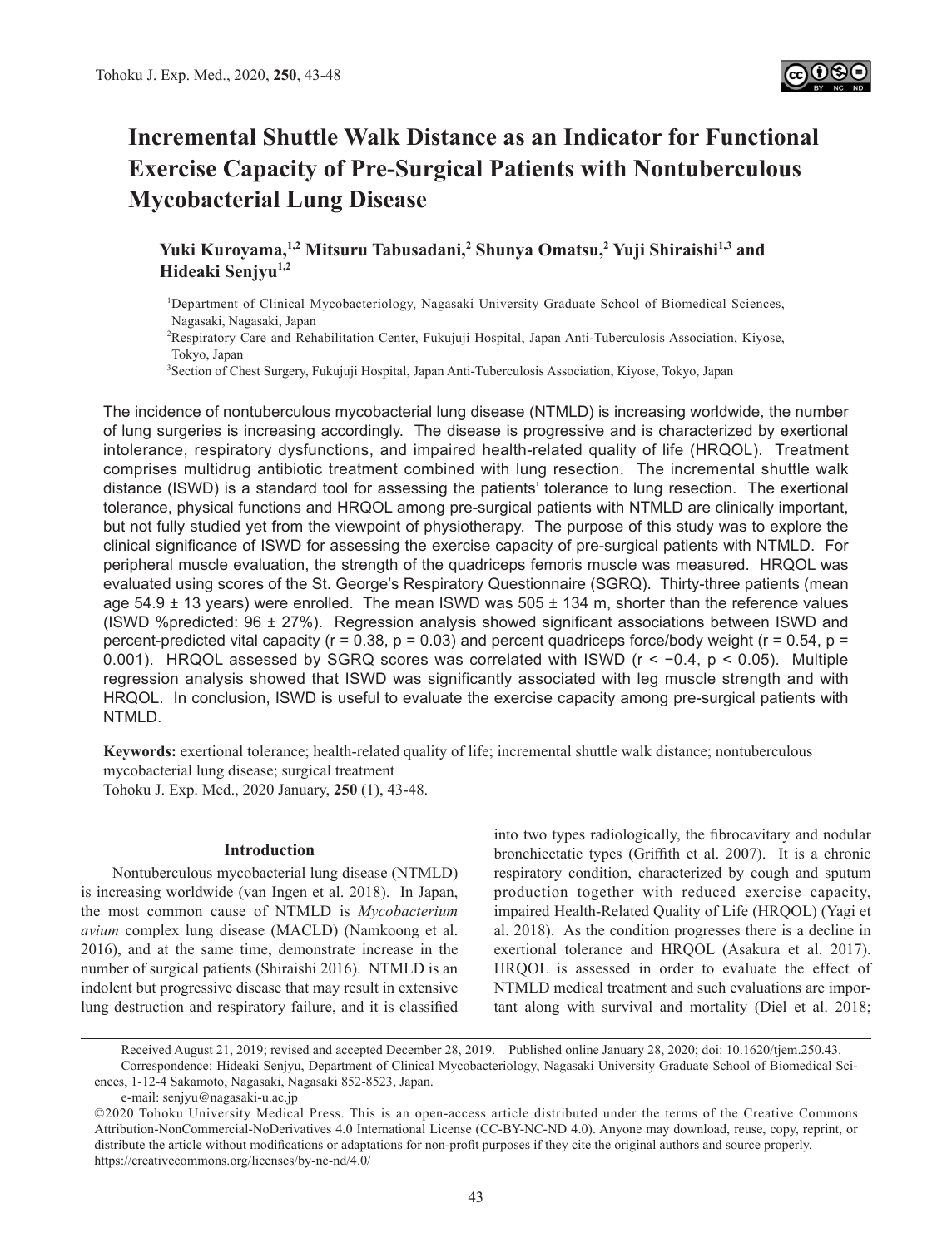# Incremental Shuttle Walk Distance as an Indicator for Functional Exercise Capacity of Pre-Surgical Patients with Nontuberculous Mycobacterial Lung Disease

**Yuki Kuroyama,[1,2] Mitsuru Tabusadani,[2] Shunya Omatsu,[2] Yuji Shiraishi[1,3] and Hideaki Senjyu[1,2]**

[1]Department of Clinical Mycobacteriology, Nagasaki University Graduate School of Biomedical Sciences, Nagasaki, Nagasaki, Japan

[2]Respiratory Care and Rehabilitation Center, Fukujuji Hospital, Japan Anti-Tuberculosis Association, Kiyose, Tokyo, Japan

[3]Section of Chest Surgery, Fukujuji Hospital, Japan Anti-Tuberculosis Association, Kiyose, Tokyo, Japan

The incidence of nontuberculous mycobacterial lung disease (NTMLD) is increasing worldwide, the number of lung surgeries is increasing accordingly. The disease is progressive and is characterized by exertional intolerance, respiratory dysfunctions, and impaired health-related quality of life (HRQOL). Treatment comprises multidrug antibiotic treatment combined with lung resection. The incremental shuttle walk distance (ISWD) is a standard tool for assessing the patients' tolerance to lung resection. The exertional tolerance, physical functions and HRQOL among pre-surgical patients with NTMLD are clinically important, but not fully studied yet from the viewpoint of physiotherapy. The purpose of this study was to explore the clinical significance of ISWD for assessing the exercise capacity of pre-surgical patients with NTMLD. For peripheral muscle evaluation, the strength of the quadriceps femoris muscle was measured. HRQOL was evaluated using scores of the St. George's Respiratory Questionnaire (SGRQ). Thirty-three patients (mean age 54.9 ± 13 years) were enrolled. The mean ISWD was 505 ± 134 m, shorter than the reference values (ISWD %predicted: 96 ± 27%). Regression analysis showed significant associations between ISWD and percent-predicted vital capacity ($r = 0.38$, $p = 0.03$) and percent quadriceps force/body weight ($r = 0.54$, $p = 0.001$). HRQOL assessed by SGRQ scores was correlated with ISWD ($r < -0.4$, $p < 0.05$). Multiple regression analysis showed that ISWD was significantly associated with leg muscle strength and with HRQOL. In conclusion, ISWD is useful to evaluate the exercise capacity among pre-surgical patients with NTMLD.

**Keywords:** exertional tolerance; health-related quality of life; incremental shuttle walk distance; nontuberculous mycobacterial lung disease; surgical treatment

Tohoku J. Exp. Med., 2020 January, **250** (1), 43-48.

## Introduction

Nontuberculous mycobacterial lung disease (NTMLD) is increasing worldwide (van Ingen et al. 2018). In Japan, the most common cause of NTMLD is *Mycobacterium avium* complex lung disease (MACLD) (Namkoong et al. 2016), and at the same time, demonstrate increase in the number of surgical patients (Shiraishi 2016). NTMLD is an indolent but progressive disease that may result in extensive lung destruction and respiratory failure, and it is classified into two types radiologically, the fibrocavitary and nodular bronchiectatic types (Griffith et al. 2007). It is a chronic respiratory condition, characterized by cough and sputum production together with reduced exercise capacity, impaired Health-Related Quality of Life (HRQOL) (Yagi et al. 2018). As the condition progresses there is a decline in exertional tolerance and HRQOL (Asakura et al. 2017). HRQOL is assessed in order to evaluate the effect of NTMLD medical treatment and such evaluations are important along with survival and mortality (Diel et al. 2018;

Received August 21, 2019; revised and accepted December 28, 2019. Published online January 28, 2020; doi: 10.1620/tjem.250.43.

Correspondence: Hideaki Senjyu, Department of Clinical Mycobacteriology, Nagasaki University Graduate School of Biomedical Sciences, 1-12-4 Sakamoto, Nagasaki, Nagasaki 852-8523, Japan.

e-mail: senjyu@nagasaki-u.ac.jp

©2020 Tohoku University Medical Press. This is an open-access article distributed under the terms of the Creative Commons Attribution-NonCommercial-NoDerivatives 4.0 International License (CC-BY-NC-ND 4.0). Anyone may download, reuse, copy, reprint, or distribute the article without modifications or adaptations for non-profit purposes if they cite the original authors and source properly.
https://creativecommons.org/licenses/by-nc-nd/4.0/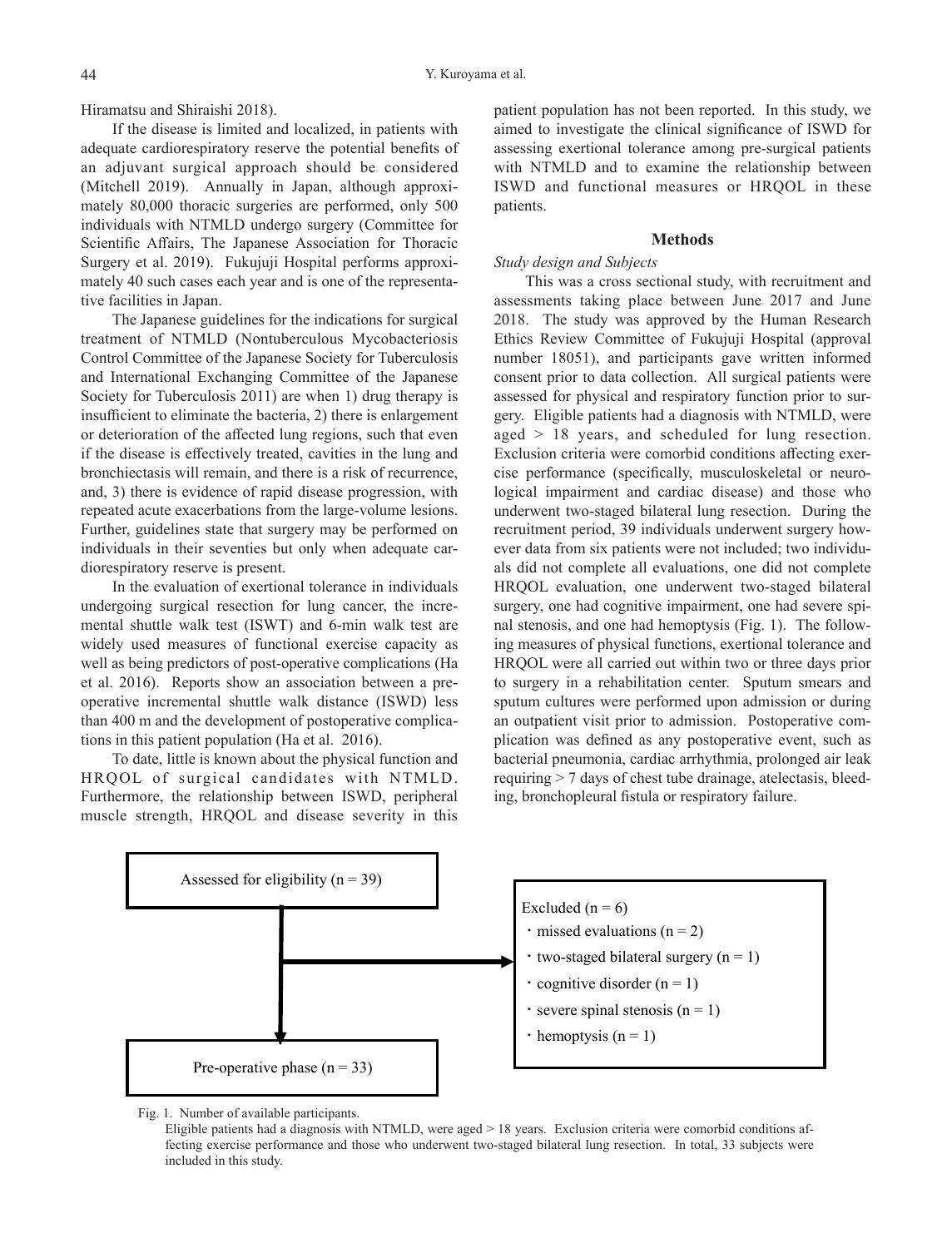Hiramatsu and Shiraishi 2018).

If the disease is limited and localized, in patients with adequate cardiorespiratory reserve the potential benefits of an adjuvant surgical approach should be considered (Mitchell 2019). Annually in Japan, although approximately 80,000 thoracic surgeries are performed, only 500 individuals with NTMLD undergo surgery (Committee for Scientific Affairs, The Japanese Association for Thoracic Surgery et al. 2019). Fukujuji Hospital performs approximately 40 such cases each year and is one of the representative facilities in Japan.

The Japanese guidelines for the indications for surgical treatment of NTMLD (Nontuberculous Mycobacteriosis Control Committee of the Japanese Society for Tuberculosis and International Exchanging Committee of the Japanese Society for Tuberculosis 2011) are when 1) drug therapy is insufficient to eliminate the bacteria, 2) there is enlargement or deterioration of the affected lung regions, such that even if the disease is effectively treated, cavities in the lung and bronchiectasis will remain, and there is a risk of recurrence, and, 3) there is evidence of rapid disease progression, with repeated acute exacerbations from the large-volume lesions. Further, guidelines state that surgery may be performed on individuals in their seventies but only when adequate cardiorespiratory reserve is present.

In the evaluation of exertional tolerance in individuals undergoing surgical resection for lung cancer, the incremental shuttle walk test (ISWT) and 6-min walk test are widely used measures of functional exercise capacity as well as being predictors of post-operative complications (Ha et al. 2016). Reports show an association between a pre-operative incremental shuttle walk distance (ISWD) less than 400 m and the development of postoperative complications in this patient population (Ha et al. 2016).

To date, little is known about the physical function and HRQOL of surgical candidates with NTMLD. Furthermore, the relationship between ISWD, peripheral muscle strength, HRQOL and disease severity in this patient population has not been reported. In this study, we aimed to investigate the clinical significance of ISWD for assessing exertional tolerance among pre-surgical patients with NTMLD and to examine the relationship between ISWD and functional measures or HRQOL in these patients.

## Methods

### *Study design and Subjects*

This was a cross sectional study, with recruitment and assessments taking place between June 2017 and June 2018. The study was approved by the Human Research Ethics Review Committee of Fukujuji Hospital (approval number 18051), and participants gave written informed consent prior to data collection. All surgical patients were assessed for physical and respiratory function prior to surgery. Eligible patients had a diagnosis with NTMLD, were aged > 18 years, and scheduled for lung resection. Exclusion criteria were comorbid conditions affecting exercise performance (specifically, musculoskeletal or neurological impairment and cardiac disease) and those who underwent two-staged bilateral lung resection. During the recruitment period, 39 individuals underwent surgery however data from six patients were not included; two individuals did not complete all evaluations, one did not complete HRQOL evaluation, one underwent two-staged bilateral surgery, one had cognitive impairment, one had severe spinal stenosis, and one had hemoptysis (Fig. 1). The following measures of physical functions, exertional tolerance and HRQOL were all carried out within two or three days prior to surgery in a rehabilitation center. Sputum smears and sputum cultures were performed upon admission or during an outpatient visit prior to admission. Postoperative complication was defined as any postoperative event, such as bacterial pneumonia, cardiac arrhythmia, prolonged air leak requiring > 7 days of chest tube drainage, atelectasis, bleeding, bronchopleural fistula or respiratory failure.

Assessed for eligibility (n = 39)

Excluded (n = 6)
- missed evaluations (n = 2)
- two-staged bilateral surgery (n = 1)
- cognitive disorder (n = 1)
- severe spinal stenosis (n = 1)
- hemoptysis (n = 1)

Pre-operative phase (n = 33)

Fig. 1. Number of available participants.
Eligible patients had a diagnosis with NTMLD, were aged > 18 years. Exclusion criteria were comorbid conditions affecting exercise performance and those who underwent two-staged bilateral lung resection. In total, 33 subjects were included in this study.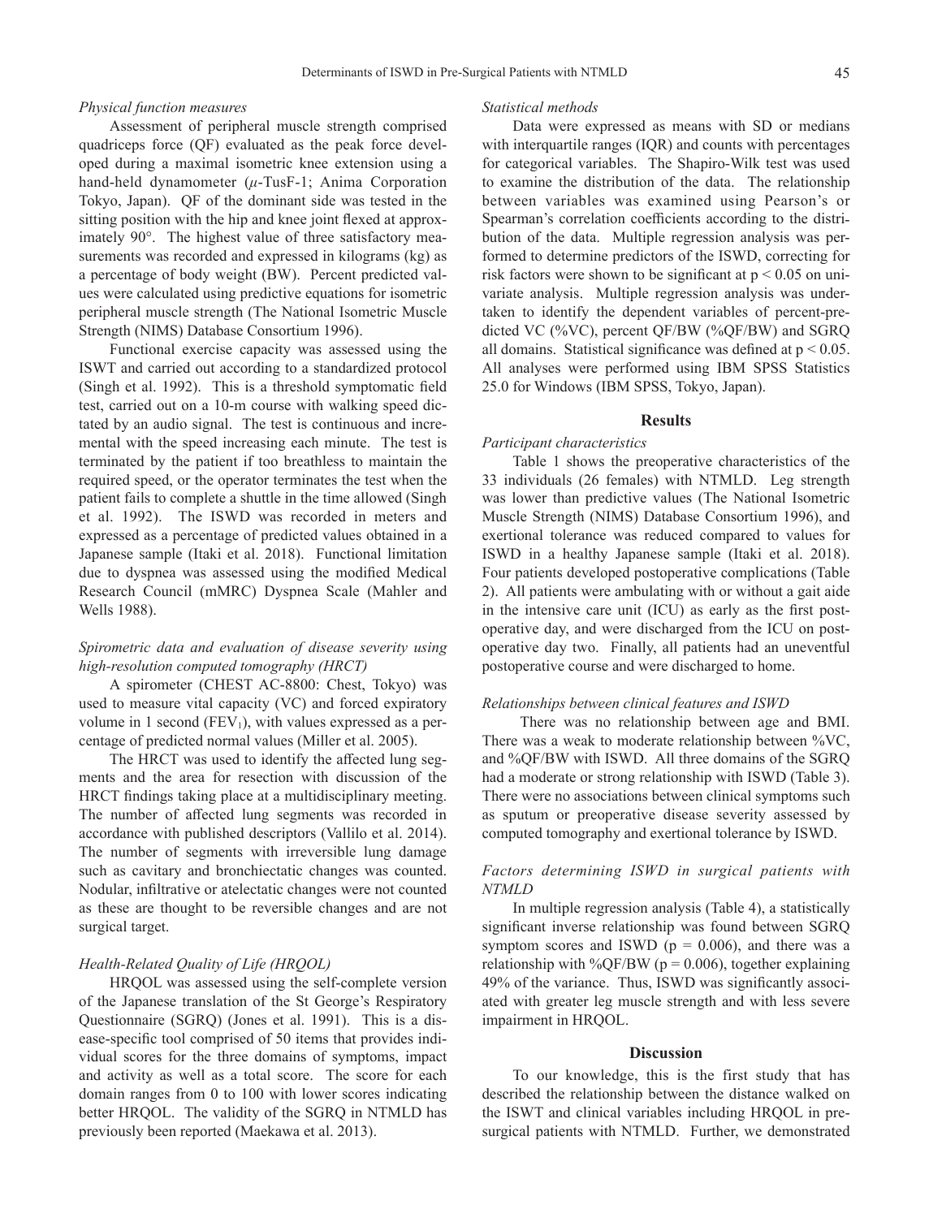### *Physical function measures*

Assessment of peripheral muscle strength comprised quadriceps force (QF) evaluated as the peak force developed during a maximal isometric knee extension using a hand-held dynamometer ($\mu$-TusF-1; Anima Corporation Tokyo, Japan). QF of the dominant side was tested in the sitting position with the hip and knee joint flexed at approximately 90°. The highest value of three satisfactory measurements was recorded and expressed in kilograms (kg) as a percentage of body weight (BW). Percent predicted values were calculated using predictive equations for isometric peripheral muscle strength (The National Isometric Muscle Strength (NIMS) Database Consortium 1996).

Functional exercise capacity was assessed using the ISWT and carried out according to a standardized protocol (Singh et al. 1992). This is a threshold symptomatic field test, carried out on a 10-m course with walking speed dictated by an audio signal. The test is continuous and incremental with the speed increasing each minute. The test is terminated by the patient if too breathless to maintain the required speed, or the operator terminates the test when the patient fails to complete a shuttle in the time allowed (Singh et al. 1992). The ISWD was recorded in meters and expressed as a percentage of predicted values obtained in a Japanese sample (Itaki et al. 2018). Functional limitation due to dyspnea was assessed using the modified Medical Research Council (mMRC) Dyspnea Scale (Mahler and Wells 1988).

### *Spirometric data and evaluation of disease severity using high-resolution computed tomography (HRCT)*

A spirometer (CHEST AC-8800: Chest, Tokyo) was used to measure vital capacity (VC) and forced expiratory volume in 1 second ($FEV_1$), with values expressed as a percentage of predicted normal values (Miller et al. 2005).

The HRCT was used to identify the affected lung segments and the area for resection with discussion of the HRCT findings taking place at a multidisciplinary meeting. The number of affected lung segments was recorded in accordance with published descriptors (Vallilo et al. 2014). The number of segments with irreversible lung damage such as cavitary and bronchiectatic changes was counted. Nodular, infiltrative or atelectatic changes were not counted as these are thought to be reversible changes and are not surgical target.

### *Health-Related Quality of Life (HRQOL)*

HRQOL was assessed using the self-complete version of the Japanese translation of the St George's Respiratory Questionnaire (SGRQ) (Jones et al. 1991). This is a disease-specific tool comprised of 50 items that provides individual scores for the three domains of symptoms, impact and activity as well as a total score. The score for each domain ranges from 0 to 100 with lower scores indicating better HRQOL. The validity of the SGRQ in NTMLD has previously been reported (Maekawa et al. 2013).

### *Statistical methods*

Data were expressed as means with SD or medians with interquartile ranges (IQR) and counts with percentages for categorical variables. The Shapiro-Wilk test was used to examine the distribution of the data. The relationship between variables was examined using Pearson's or Spearman's correlation coefficients according to the distribution of the data. Multiple regression analysis was performed to determine predictors of the ISWD, correcting for risk factors were shown to be significant at $p < 0.05$ on univariate analysis. Multiple regression analysis was undertaken to identify the dependent variables of percent-predicted VC (%VC), percent QF/BW (%QF/BW) and SGRQ all domains. Statistical significance was defined at $p < 0.05$. All analyses were performed using IBM SPSS Statistics 25.0 for Windows (IBM SPSS, Tokyo, Japan).

## Results

### *Participant characteristics*

Table 1 shows the preoperative characteristics of the 33 individuals (26 females) with NTMLD. Leg strength was lower than predictive values (The National Isometric Muscle Strength (NIMS) Database Consortium 1996), and exertional tolerance was reduced compared to values for ISWD in a healthy Japanese sample (Itaki et al. 2018). Four patients developed postoperative complications (Table 2). All patients were ambulating with or without a gait aide in the intensive care unit (ICU) as early as the first postoperative day, and were discharged from the ICU on postoperative day two. Finally, all patients had an uneventful postoperative course and were discharged to home.

### *Relationships between clinical features and ISWD*

There was no relationship between age and BMI. There was a weak to moderate relationship between %VC, and %QF/BW with ISWD. All three domains of the SGRQ had a moderate or strong relationship with ISWD (Table 3). There were no associations between clinical symptoms such as sputum or preoperative disease severity assessed by computed tomography and exertional tolerance by ISWD.

### *Factors determining ISWD in surgical patients with NTMLD*

In multiple regression analysis (Table 4), a statistically significant inverse relationship was found between SGRQ symptom scores and ISWD ($p = 0.006$), and there was a relationship with %QF/BW ($p = 0.006$), together explaining 49% of the variance. Thus, ISWD was significantly associated with greater leg muscle strength and with less severe impairment in HRQOL.

## Discussion

To our knowledge, this is the first study that has described the relationship between the distance walked on the ISWT and clinical variables including HRQOL in pre-surgical patients with NTMLD. Further, we demonstrated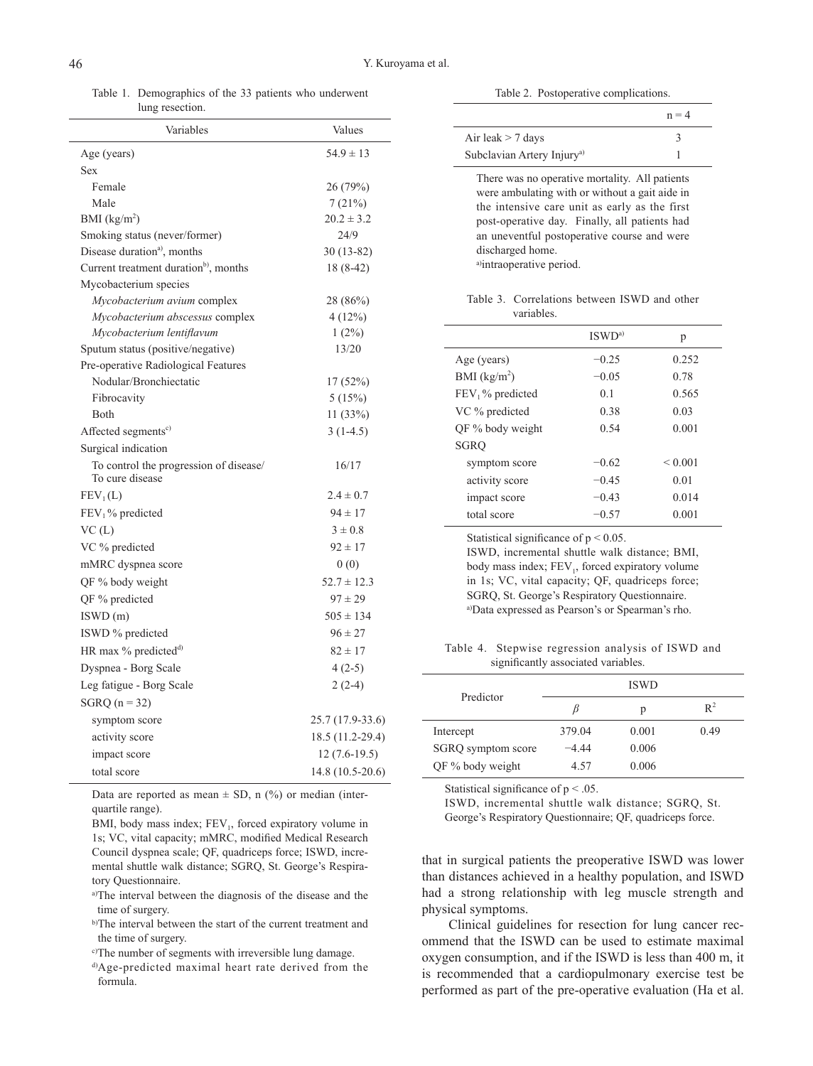Table 1. Demographics of the 33 patients who underwent lung resection.

| Variables | Values |
|---|---|
| Age (years) | 54.9 ± 13 |
| Sex | |
| Female | 26 (79%) |
| Male | 7 (21%) |
| BMI (kg/m$^2$) | 20.2 ± 3.2 |
| Smoking status (never/former) | 24/9 |
| Disease duration[a], months | 30 (13-82) |
| Current treatment duration[b], months | 18 (8-42) |
| Mycobacterium species | |
| *Mycobacterium avium* complex | 28 (86%) |
| *Mycobacterium abscessus* complex | 4 (12%) |
| *Mycobacterium lentiflavum* | 1 (2%) |
| Sputum status (positive/negative) | 13/20 |
| Pre-operative Radiological Features | |
| Nodular/Bronchiectatic | 17 (52%) |
| Fibrocavity | 5 (15%) |
| Both | 11 (33%) |
| Affected segments[c] | 3 (1-4.5) |
| Surgical indication | |
| To control the progression of disease/ To cure disease | 16/17 |
| $FEV_1$ (L) | 2.4 ± 0.7 |
| $FEV_1$ % predicted | 94 ± 17 |
| VC (L) | 3 ± 0.8 |
| VC % predicted | 92 ± 17 |
| mMRC dyspnea score | 0 (0) |
| QF % body weight | 52.7 ± 12.3 |
| QF % predicted | 97 ± 29 |
| ISWD (m) | 505 ± 134 |
| ISWD % predicted | 96 ± 27 |
| HR max % predicted[d] | 82 ± 17 |
| Dyspnea - Borg Scale | 4 (2-5) |
| Leg fatigue - Borg Scale | 2 (2-4) |
| SGRQ (n = 32) | |
| symptom score | 25.7 (17.9-33.6) |
| activity score | 18.5 (11.2-29.4) |
| impact score | 12 (7.6-19.5) |
| total score | 14.8 (10.5-20.6) |

Data are reported as mean ± SD, n (%) or median (interquartile range).

BMI, body mass index; $FEV_1$, forced expiratory volume in 1s; VC, vital capacity; mMRC, modified Medical Research Council dyspnea scale; QF, quadriceps force; ISWD, incremental shuttle walk distance; SGRQ, St. George's Respiratory Questionnaire.

[a]The interval between the diagnosis of the disease and the time of surgery.

[b]The interval between the start of the current treatment and the time of surgery.

[c]The number of segments with irreversible lung damage.

[d]Age-predicted maximal heart rate derived from the formula.

Table 2. Postoperative complications.

| | n = 4 |
|---|---|
| Air leak > 7 days | 3 |
| Subclavian Artery Injury[a] | 1 |

There was no operative mortality. All patients were ambulating with or without a gait aide in the intensive care unit as early as the first post-operative day. Finally, all patients had an uneventful postoperative course and were discharged home.

[a]intraoperative period.

Table 3. Correlations between ISWD and other variables.

| | ISWD[a] | p |
|---|---|---|
| Age (years) | −0.25 | 0.252 |
| BMI (kg/m$^2$) | −0.05 | 0.78 |
| $FEV_1$ % predicted | 0.1 | 0.565 |
| VC % predicted | 0.38 | 0.03 |
| QF % body weight | 0.54 | 0.001 |
| SGRQ | | |
| symptom score | −0.62 | < 0.001 |
| activity score | −0.45 | 0.01 |
| impact score | −0.43 | 0.014 |
| total score | −0.57 | 0.001 |

Statistical significance of $p < 0.05$.

ISWD, incremental shuttle walk distance; BMI, body mass index; $FEV_1$, forced expiratory volume in 1s; VC, vital capacity; QF, quadriceps force; SGRQ, St. George's Respiratory Questionnaire.

[a]Data expressed as Pearson's or Spearman's rho.

Table 4. Stepwise regression analysis of ISWD and significantly associated variables.

| Predictor | ISWD | | |
|---|---|---|---|
| | $\beta$ | p | $R^2$ |
| Intercept | 379.04 | 0.001 | 0.49 |
| SGRQ symptom score | −4.44 | 0.006 | |
| QF % body weight | 4.57 | 0.006 | |

Statistical significance of $p < .05$.

ISWD, incremental shuttle walk distance; SGRQ, St. George's Respiratory Questionnaire; QF, quadriceps force.

that in surgical patients the preoperative ISWD was lower than distances achieved in a healthy population, and ISWD had a strong relationship with leg muscle strength and physical symptoms.

Clinical guidelines for resection for lung cancer recommend that the ISWD can be used to estimate maximal oxygen consumption, and if the ISWD is less than 400 m, it is recommended that a cardiopulmonary exercise test be performed as part of the pre-operative evaluation (Ha et al.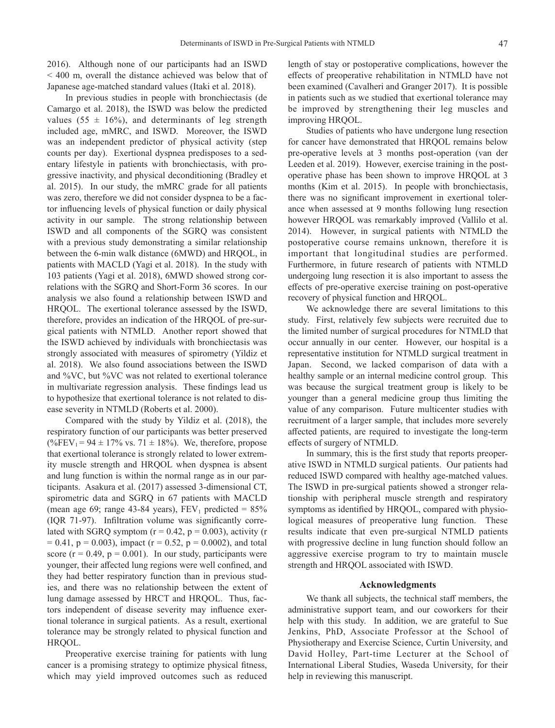2016). Although none of our participants had an ISWD < 400 m, overall the distance achieved was below that of Japanese age-matched standard values (Itaki et al. 2018).

In previous studies in people with bronchiectasis (de Camargo et al. 2018), the ISWD was below the predicted values (55 ± 16%), and determinants of leg strength included age, mMRC, and ISWD. Moreover, the ISWD was an independent predictor of physical activity (step counts per day). Exertional dyspnea predisposes to a sedentary lifestyle in patients with bronchiectasis, with progressive inactivity, and physical deconditioning (Bradley et al. 2015). In our study, the mMRC grade for all patients was zero, therefore we did not consider dyspnea to be a factor influencing levels of physical function or daily physical activity in our sample. The strong relationship between ISWD and all components of the SGRQ was consistent with a previous study demonstrating a similar relationship between the 6-min walk distance (6MWD) and HRQOL, in patients with MACLD (Yagi et al. 2018). In the study with 103 patients (Yagi et al. 2018), 6MWD showed strong correlations with the SGRQ and Short-Form 36 scores. In our analysis we also found a relationship between ISWD and HRQOL. The exertional tolerance assessed by the ISWD, therefore, provides an indication of the HRQOL of pre-surgical patients with NTMLD. Another report showed that the ISWD achieved by individuals with bronchiectasis was strongly associated with measures of spirometry (Yildiz et al. 2018). We also found associations between the ISWD and %VC, but %VC was not related to exertional tolerance in multivariate regression analysis. These findings lead us to hypothesize that exertional tolerance is not related to disease severity in NTMLD (Roberts et al. 2000).

Compared with the study by Yildiz et al. (2018), the respiratory function of our participants was better preserved (%$FEV_1$ = 94 ± 17% vs. 71 ± 18%). We, therefore, propose that exertional tolerance is strongly related to lower extremity muscle strength and HRQOL when dyspnea is absent and lung function is within the normal range as in our participants. Asakura et al. (2017) assessed 3-dimensional CT, spirometric data and SGRQ in 67 patients with MACLD (mean age 69; range 43-84 years), $FEV_1$ predicted = 85% (IQR 71-97). Infiltration volume was significantly correlated with SGRQ symptom ($r = 0.42$, $p = 0.003$), activity ($r = 0.41$, $p = 0.003$), impact ($r = 0.52$, $p = 0.0002$), and total score ($r = 0.49$, $p = 0.001$). In our study, participants were younger, their affected lung regions were well confined, and they had better respiratory function than in previous studies, and there was no relationship between the extent of lung damage assessed by HRCT and HRQOL. Thus, factors independent of disease severity may influence exertional tolerance in surgical patients. As a result, exertional tolerance may be strongly related to physical function and HRQOL.

Preoperative exercise training for patients with lung cancer is a promising strategy to optimize physical fitness, which may yield improved outcomes such as reduced length of stay or postoperative complications, however the effects of preoperative rehabilitation in NTMLD have not been examined (Cavalheri and Granger 2017). It is possible in patients such as we studied that exertional tolerance may be improved by strengthening their leg muscles and improving HRQOL.

Studies of patients who have undergone lung resection for cancer have demonstrated that HRQOL remains below pre-operative levels at 3 months post-operation (van der Leeden et al. 2019). However, exercise training in the post-operative phase has been shown to improve HRQOL at 3 months (Kim et al. 2015). In people with bronchiectasis, there was no significant improvement in exertional tolerance when assessed at 9 months following lung resection however HRQOL was remarkably improved (Vallilo et al. 2014). However, in surgical patients with NTMLD the postoperative course remains unknown, therefore it is important that longitudinal studies are performed. Furthermore, in future research of patients with NTMLD undergoing lung resection it is also important to assess the effects of pre-operative exercise training on post-operative recovery of physical function and HRQOL.

We acknowledge there are several limitations to this study. First, relatively few subjects were recruited due to the limited number of surgical procedures for NTMLD that occur annually in our center. However, our hospital is a representative institution for NTMLD surgical treatment in Japan. Second, we lacked comparison of data with a healthy sample or an internal medicine control group. This was because the surgical treatment group is likely to be younger than a general medicine group thus limiting the value of any comparison. Future multicenter studies with recruitment of a larger sample, that includes more severely affected patients, are required to investigate the long-term effects of surgery of NTMLD.

In summary, this is the first study that reports preoperative ISWD in NTMLD surgical patients. Our patients had reduced ISWD compared with healthy age-matched values. The ISWD in pre-surgical patients showed a stronger relationship with peripheral muscle strength and respiratory symptoms as identified by HRQOL, compared with physiological measures of preoperative lung function. These results indicate that even pre-surgical NTMLD patients with progressive decline in lung function should follow an aggressive exercise program to try to maintain muscle strength and HRQOL associated with ISWD.

## Acknowledgments

We thank all subjects, the technical staff members, the administrative support team, and our coworkers for their help with this study. In addition, we are grateful to Sue Jenkins, PhD, Associate Professor at the School of Physiotherapy and Exercise Science, Curtin University, and David Holley, Part-time Lecturer at the School of International Liberal Studies, Waseda University, for their help in reviewing this manuscript.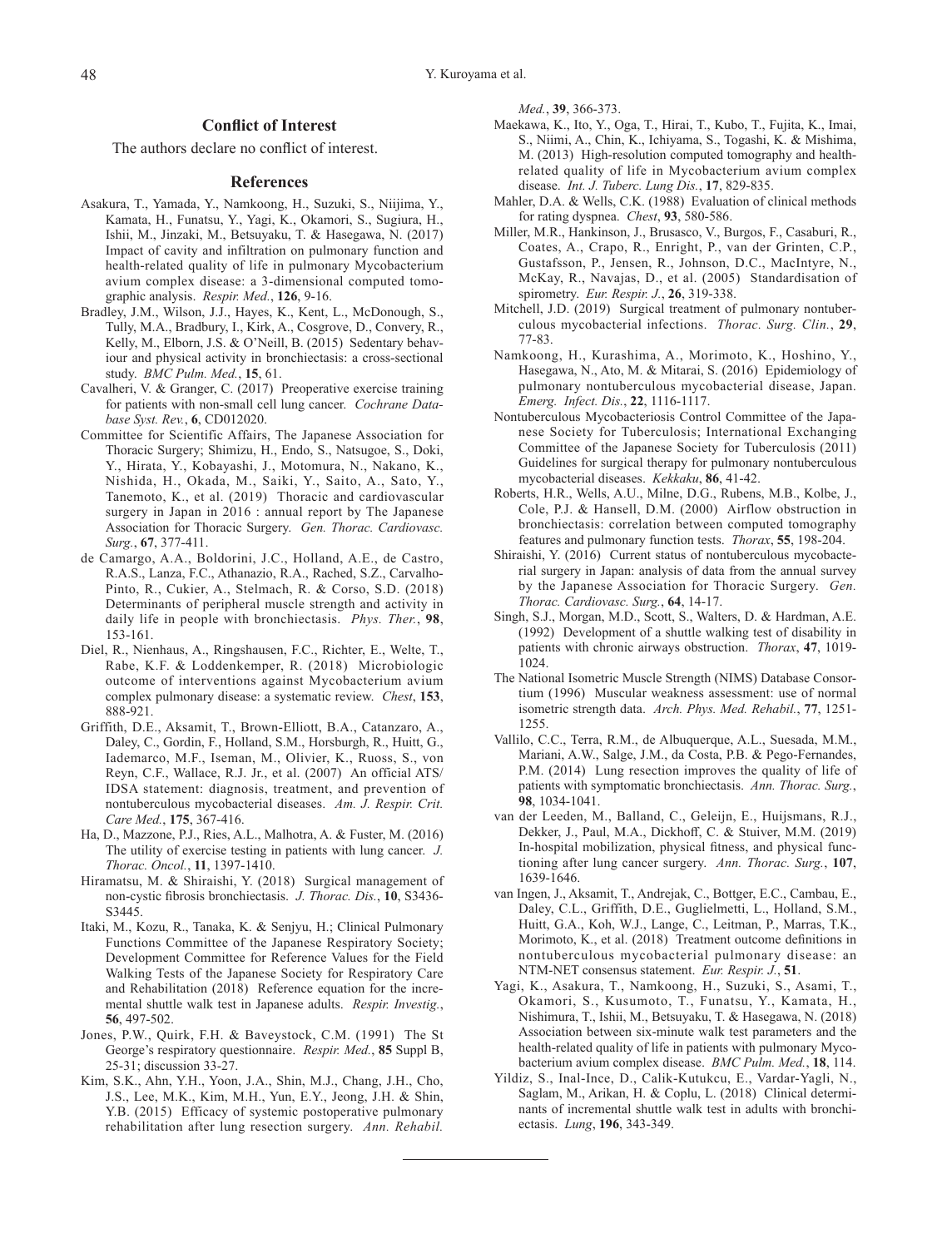## Conflict of Interest

The authors declare no conflict of interest.

## References

Asakura, T., Yamada, Y., Namkoong, H., Suzuki, S., Niijima, Y., Kamata, H., Funatsu, Y., Yagi, K., Okamori, S., Sugiura, H., Ishii, M., Jinzaki, M., Betsuyaku, T. & Hasegawa, N. (2017) Impact of cavity and infiltration on pulmonary function and health-related quality of life in pulmonary Mycobacterium avium complex disease: a 3-dimensional computed tomographic analysis. *Respir. Med.*, **126**, 9-16.

Bradley, J.M., Wilson, J.J., Hayes, K., Kent, L., McDonough, S., Tully, M.A., Bradbury, I., Kirk, A., Cosgrove, D., Convery, R., Kelly, M., Elborn, J.S. & O'Neill, B. (2015) Sedentary behaviour and physical activity in bronchiectasis: a cross-sectional study. *BMC Pulm. Med.*, **15**, 61.

Cavalheri, V. & Granger, C. (2017) Preoperative exercise training for patients with non-small cell lung cancer. *Cochrane Database Syst. Rev.*, **6**, CD012020.

Committee for Scientific Affairs, The Japanese Association for Thoracic Surgery; Shimizu, H., Endo, S., Natsugoe, S., Doki, Y., Hirata, Y., Kobayashi, J., Motomura, N., Nakano, K., Nishida, H., Okada, M., Saiki, Y., Saito, A., Sato, Y., Tanemoto, K., et al. (2019) Thoracic and cardiovascular surgery in Japan in 2016 : annual report by The Japanese Association for Thoracic Surgery. *Gen. Thorac. Cardiovasc. Surg.*, **67**, 377-411.

de Camargo, A.A., Boldorini, J.C., Holland, A.E., de Castro, R.A.S., Lanza, F.C., Athanazio, R.A., Rached, S.Z., Carvalho-Pinto, R., Cukier, A., Stelmach, R. & Corso, S.D. (2018) Determinants of peripheral muscle strength and activity in daily life in people with bronchiectasis. *Phys. Ther.*, **98**, 153-161.

Diel, R., Nienhaus, A., Ringshausen, F.C., Richter, E., Welte, T., Rabe, K.F. & Loddenkemper, R. (2018) Microbiologic outcome of interventions against Mycobacterium avium complex pulmonary disease: a systematic review. *Chest*, **153**, 888-921.

Griffith, D.E., Aksamit, T., Brown-Elliott, B.A., Catanzaro, A., Daley, C., Gordin, F., Holland, S.M., Horsburgh, R., Huitt, G., Iademarco, M.F., Iseman, M., Olivier, K., Ruoss, S., von Reyn, C.F., Wallace, R.J. Jr., et al. (2007) An official ATS/IDSA statement: diagnosis, treatment, and prevention of nontuberculous mycobacterial diseases. *Am. J. Respir. Crit. Care Med.*, **175**, 367-416.

Ha, D., Mazzone, P.J., Ries, A.L., Malhotra, A. & Fuster, M. (2016) The utility of exercise testing in patients with lung cancer. *J. Thorac. Oncol.*, **11**, 1397-1410.

Hiramatsu, M. & Shiraishi, Y. (2018) Surgical management of non-cystic fibrosis bronchiectasis. *J. Thorac. Dis.*, **10**, S3436-S3445.

Itaki, M., Kozu, R., Tanaka, K. & Senjyu, H.; Clinical Pulmonary Functions Committee of the Japanese Respiratory Society; Development Committee for Reference Values for the Field Walking Tests of the Japanese Society for Respiratory Care and Rehabilitation (2018) Reference equation for the incremental shuttle walk test in Japanese adults. *Respir. Investig.*, **56**, 497-502.

Jones, P.W., Quirk, F.H. & Baveystock, C.M. (1991) The St George's respiratory questionnaire. *Respir. Med.*, **85** Suppl B, 25-31; discussion 33-27.

Kim, S.K., Ahn, Y.H., Yoon, J.A., Shin, M.J., Chang, J.H., Cho, J.S., Lee, M.K., Kim, M.H., Yun, E.Y., Jeong, J.H. & Shin, Y.B. (2015) Efficacy of systemic postoperative pulmonary rehabilitation after lung resection surgery. *Ann. Rehabil. Med.*, **39**, 366-373.

Maekawa, K., Ito, Y., Oga, T., Hirai, T., Kubo, T., Fujita, K., Imai, S., Niimi, A., Chin, K., Ichiyama, S., Togashi, K. & Mishima, M. (2013) High-resolution computed tomography and health-related quality of life in Mycobacterium avium complex disease. *Int. J. Tuberc. Lung Dis.*, **17**, 829-835.

Mahler, D.A. & Wells, C.K. (1988) Evaluation of clinical methods for rating dyspnea. *Chest*, **93**, 580-586.

Miller, M.R., Hankinson, J., Brusasco, V., Burgos, F., Casaburi, R., Coates, A., Crapo, R., Enright, P., van der Grinten, C.P., Gustafsson, P., Jensen, R., Johnson, D.C., MacIntyre, N., McKay, R., Navajas, D., et al. (2005) Standardisation of spirometry. *Eur. Respir. J.*, **26**, 319-338.

Mitchell, J.D. (2019) Surgical treatment of pulmonary nontuberculous mycobacterial infections. *Thorac. Surg. Clin.*, **29**, 77-83.

Namkoong, H., Kurashima, A., Morimoto, K., Hoshino, Y., Hasegawa, N., Ato, M. & Mitarai, S. (2016) Epidemiology of pulmonary nontuberculous mycobacterial disease, Japan. *Emerg. Infect. Dis.*, **22**, 1116-1117.

Nontuberculous Mycobacteriosis Control Committee of the Japanese Society for Tuberculosis; International Exchanging Committee of the Japanese Society for Tuberculosis (2011) Guidelines for surgical therapy for pulmonary nontuberculous mycobacterial diseases. *Kekkaku*, **86**, 41-42.

Roberts, H.R., Wells, A.U., Milne, D.G., Rubens, M.B., Kolbe, J., Cole, P.J. & Hansell, D.M. (2000) Airflow obstruction in bronchiectasis: correlation between computed tomography features and pulmonary function tests. *Thorax*, **55**, 198-204.

Shiraishi, Y. (2016) Current status of nontuberculous mycobacterial surgery in Japan: analysis of data from the annual survey by the Japanese Association for Thoracic Surgery. *Gen. Thorac. Cardiovasc. Surg.*, **64**, 14-17.

Singh, S.J., Morgan, M.D., Scott, S., Walters, D. & Hardman, A.E. (1992) Development of a shuttle walking test of disability in patients with chronic airways obstruction. *Thorax*, **47**, 1019-1024.

The National Isometric Muscle Strength (NIMS) Database Consortium (1996) Muscular weakness assessment: use of normal isometric strength data. *Arch. Phys. Med. Rehabil.*, **77**, 1251-1255.

Vallilo, C.C., Terra, R.M., de Albuquerque, A.L., Suesada, M.M., Mariani, A.W., Salge, J.M., da Costa, P.B. & Pego-Fernandes, P.M. (2014) Lung resection improves the quality of life of patients with symptomatic bronchiectasis. *Ann. Thorac. Surg.*, **98**, 1034-1041.

van der Leeden, M., Balland, C., Geleijn, E., Huijsmans, R.J., Dekker, J., Paul, M.A., Dickhoff, C. & Stuiver, M.M. (2019) In-hospital mobilization, physical fitness, and physical functioning after lung cancer surgery. *Ann. Thorac. Surg.*, **107**, 1639-1646.

van Ingen, J., Aksamit, T., Andrejak, C., Bottger, E.C., Cambau, E., Daley, C.L., Griffith, D.E., Guglielmetti, L., Holland, S.M., Huitt, G.A., Koh, W.J., Lange, C., Leitman, P., Marras, T.K., Morimoto, K., et al. (2018) Treatment outcome definitions in nontuberculous mycobacterial pulmonary disease: an NTM-NET consensus statement. *Eur. Respir. J.*, **51**.

Yagi, K., Asakura, T., Namkoong, H., Suzuki, S., Asami, T., Okamori, S., Kusumoto, T., Funatsu, Y., Kamata, H., Nishimura, T., Ishii, M., Betsuyaku, T. & Hasegawa, N. (2018) Association between six-minute walk test parameters and the health-related quality of life in patients with pulmonary Mycobacterium avium complex disease. *BMC Pulm. Med.*, **18**, 114.

Yildiz, S., Inal-Ince, D., Calik-Kutukcu, E., Vardar-Yagli, N., Saglam, M., Arikan, H. & Coplu, L. (2018) Clinical determinants of incremental shuttle walk test in adults with bronchiectasis. *Lung*, **196**, 343-349.